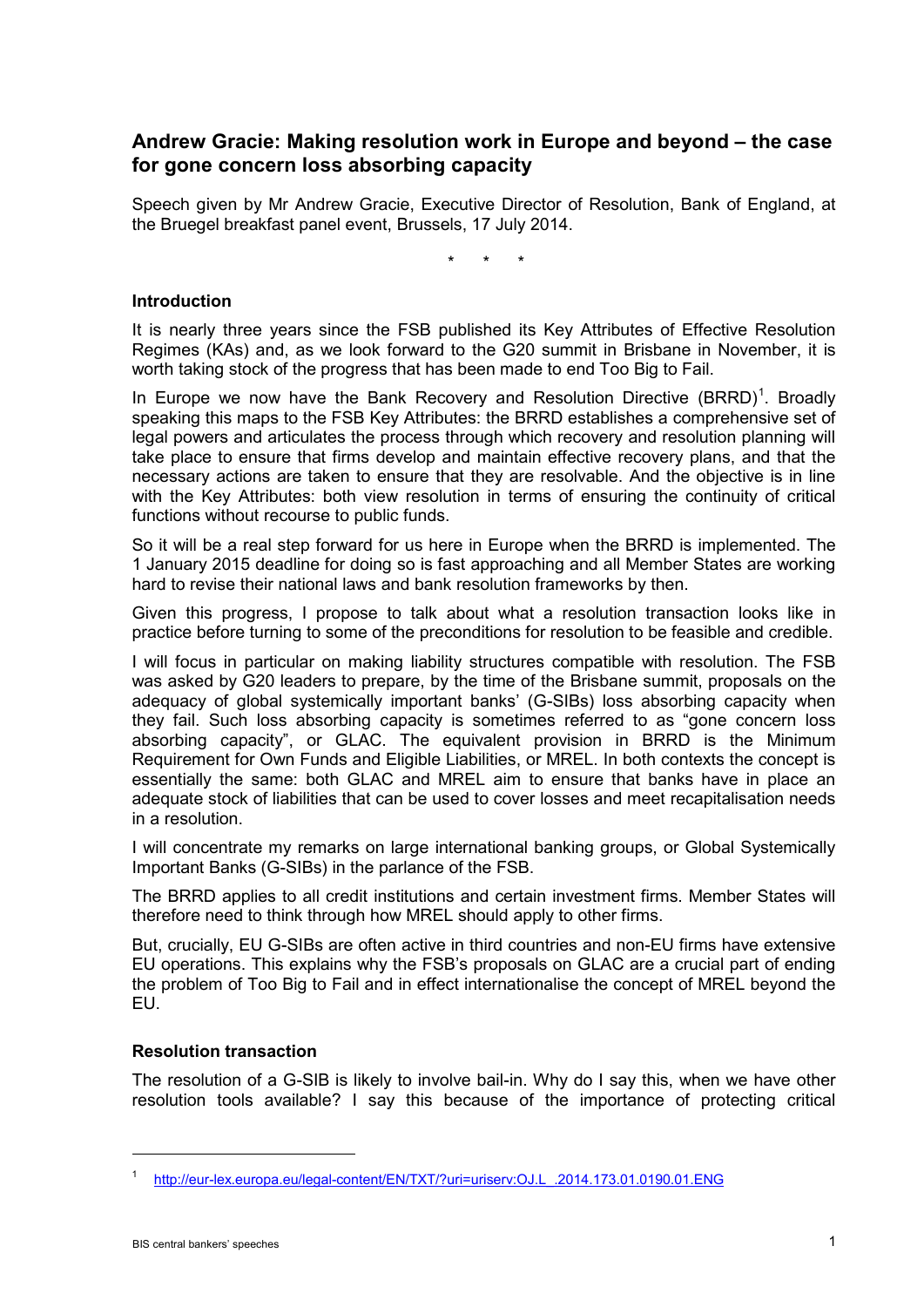# Andrew Gracie: Making resolution work in Europe and beyond – the case for gone concern loss absorbing capacity

Speech given by Mr Andrew Gracie, Executive Director of Resolution, Bank of England, at the Bruegel breakfast panel event, Brussels, 17 July 2014.

\* \* \*

## Introduction

It is nearly three years since the FSB published its Key Attributes of Effective Resolution Regimes (KAs) and, as we look forward to the G20 summit in Brisbane in November, it is worth taking stock of the progress that has been made to end Too Big to Fail.

In Europe we now have the Bank Recovery and Resolution Directive (BRRD)[1]. Broadly speaking this maps to the FSB Key Attributes: the BRRD establishes a comprehensive set of legal powers and articulates the process through which recovery and resolution planning will take place to ensure that firms develop and maintain effective recovery plans, and that the necessary actions are taken to ensure that they are resolvable. And the objective is in line with the Key Attributes: both view resolution in terms of ensuring the continuity of critical functions without recourse to public funds.

So it will be a real step forward for us here in Europe when the BRRD is implemented. The 1 January 2015 deadline for doing so is fast approaching and all Member States are working hard to revise their national laws and bank resolution frameworks by then.

Given this progress, I propose to talk about what a resolution transaction looks like in practice before turning to some of the preconditions for resolution to be feasible and credible.

I will focus in particular on making liability structures compatible with resolution. The FSB was asked by G20 leaders to prepare, by the time of the Brisbane summit, proposals on the adequacy of global systemically important banks' (G-SIBs) loss absorbing capacity when they fail. Such loss absorbing capacity is sometimes referred to as "gone concern loss absorbing capacity", or GLAC. The equivalent provision in BRRD is the Minimum Requirement for Own Funds and Eligible Liabilities, or MREL. In both contexts the concept is essentially the same: both GLAC and MREL aim to ensure that banks have in place an adequate stock of liabilities that can be used to cover losses and meet recapitalisation needs in a resolution.

I will concentrate my remarks on large international banking groups, or Global Systemically Important Banks (G-SIBs) in the parlance of the FSB.

The BRRD applies to all credit institutions and certain investment firms. Member States will therefore need to think through how MREL should apply to other firms.

But, crucially, EU G-SIBs are often active in third countries and non-EU firms have extensive EU operations. This explains why the FSB's proposals on GLAC are a crucial part of ending the problem of Too Big to Fail and in effect internationalise the concept of MREL beyond the EU.

## Resolution transaction

The resolution of a G-SIB is likely to involve bail-in. Why do I say this, when we have other resolution tools available? I say this because of the importance of protecting critical

[1] http://eur-lex.europa.eu/legal-content/EN/TXT/?uri=uriserv:OJ.L_.2014.173.01.0190.01.ENG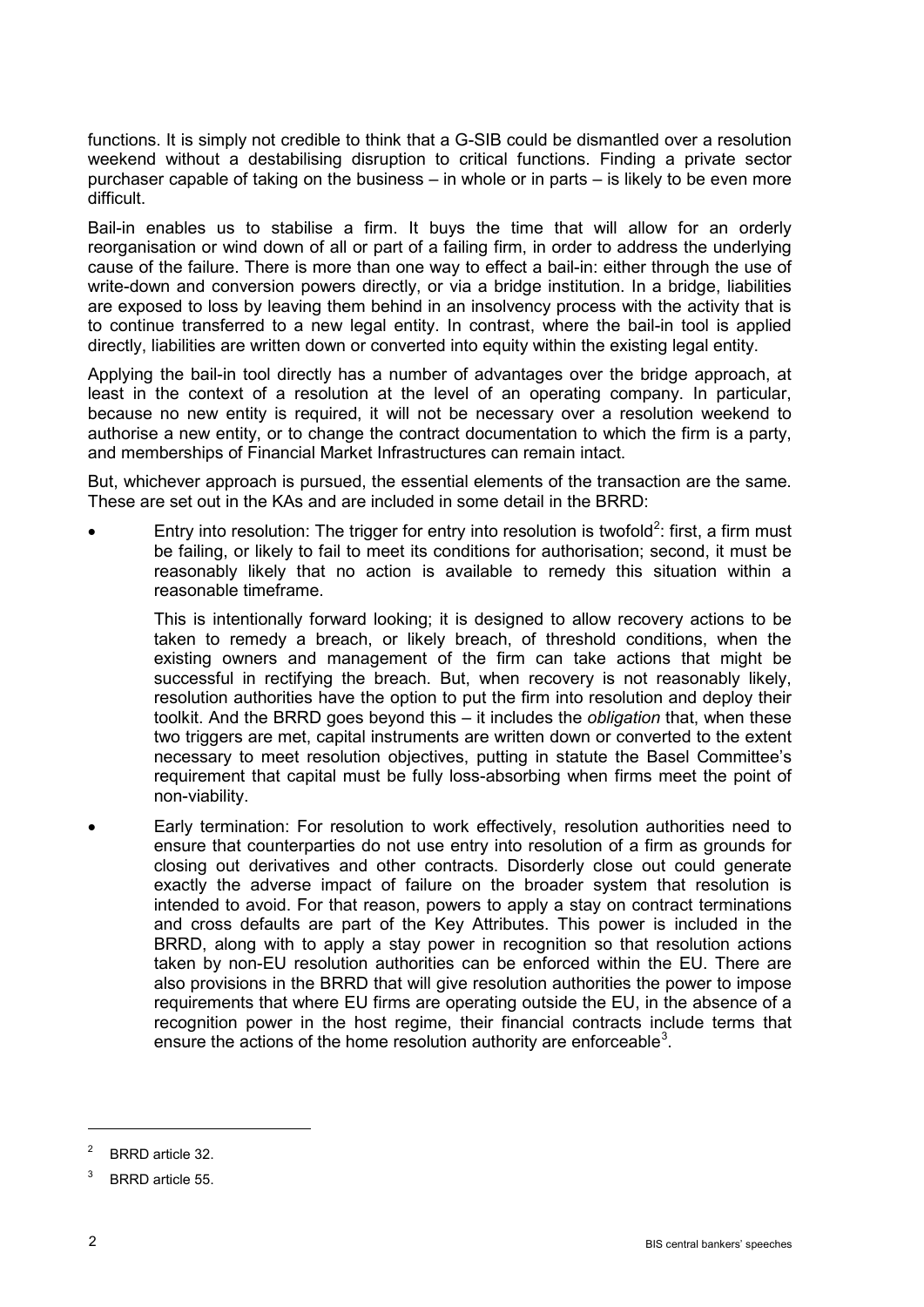functions. It is simply not credible to think that a G-SIB could be dismantled over a resolution weekend without a destabilising disruption to critical functions. Finding a private sector purchaser capable of taking on the business – in whole or in parts – is likely to be even more difficult.

Bail-in enables us to stabilise a firm. It buys the time that will allow for an orderly reorganisation or wind down of all or part of a failing firm, in order to address the underlying cause of the failure. There is more than one way to effect a bail-in: either through the use of write-down and conversion powers directly, or via a bridge institution. In a bridge, liabilities are exposed to loss by leaving them behind in an insolvency process with the activity that is to continue transferred to a new legal entity. In contrast, where the bail-in tool is applied directly, liabilities are written down or converted into equity within the existing legal entity.

Applying the bail-in tool directly has a number of advantages over the bridge approach, at least in the context of a resolution at the level of an operating company. In particular, because no new entity is required, it will not be necessary over a resolution weekend to authorise a new entity, or to change the contract documentation to which the firm is a party, and memberships of Financial Market Infrastructures can remain intact.

But, whichever approach is pursued, the essential elements of the transaction are the same. These are set out in the KAs and are included in some detail in the BRRD:

- Entry into resolution: The trigger for entry into resolution is twofold[2]: first, a firm must be failing, or likely to fail to meet its conditions for authorisation; second, it must be reasonably likely that no action is available to remedy this situation within a reasonable timeframe.

  This is intentionally forward looking; it is designed to allow recovery actions to be taken to remedy a breach, or likely breach, of threshold conditions, when the existing owners and management of the firm can take actions that might be successful in rectifying the breach. But, when recovery is not reasonably likely, resolution authorities have the option to put the firm into resolution and deploy their toolkit. And the BRRD goes beyond this – it includes the *obligation* that, when these two triggers are met, capital instruments are written down or converted to the extent necessary to meet resolution objectives, putting in statute the Basel Committee's requirement that capital must be fully loss-absorbing when firms meet the point of non-viability.

- Early termination: For resolution to work effectively, resolution authorities need to ensure that counterparties do not use entry into resolution of a firm as grounds for closing out derivatives and other contracts. Disorderly close out could generate exactly the adverse impact of failure on the broader system that resolution is intended to avoid. For that reason, powers to apply a stay on contract terminations and cross defaults are part of the Key Attributes. This power is included in the BRRD, along with to apply a stay power in recognition so that resolution actions taken by non-EU resolution authorities can be enforced within the EU. There are also provisions in the BRRD that will give resolution authorities the power to impose requirements that where EU firms are operating outside the EU, in the absence of a recognition power in the host regime, their financial contracts include terms that ensure the actions of the home resolution authority are enforceable[3].

---

[2] BRRD article 32.

[3] BRRD article 55.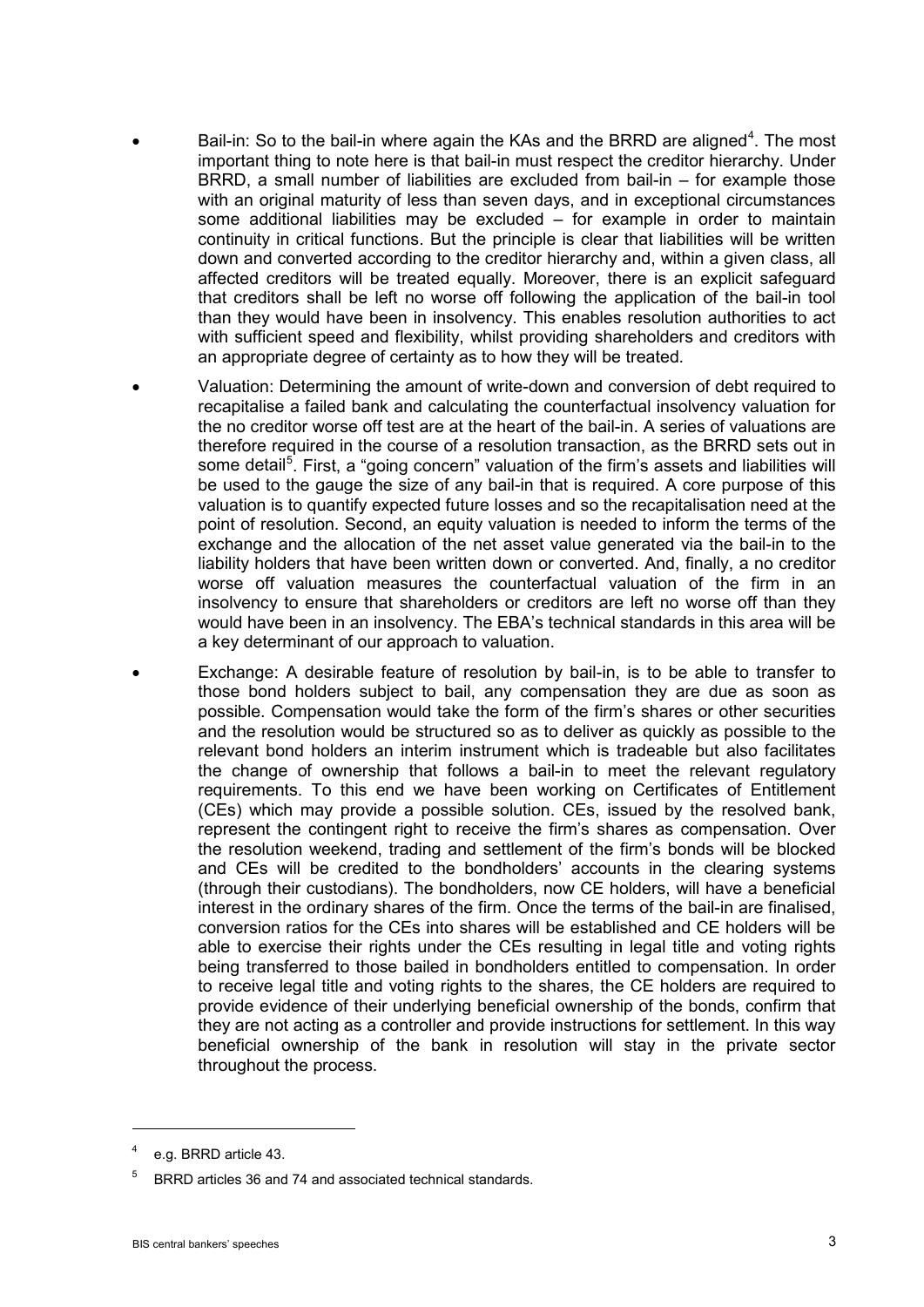- Bail-in: So to the bail-in where again the KAs and the BRRD are aligned[4]. The most important thing to note here is that bail-in must respect the creditor hierarchy. Under BRRD, a small number of liabilities are excluded from bail-in – for example those with an original maturity of less than seven days, and in exceptional circumstances some additional liabilities may be excluded – for example in order to maintain continuity in critical functions. But the principle is clear that liabilities will be written down and converted according to the creditor hierarchy and, within a given class, all affected creditors will be treated equally. Moreover, there is an explicit safeguard that creditors shall be left no worse off following the application of the bail-in tool than they would have been in insolvency. This enables resolution authorities to act with sufficient speed and flexibility, whilst providing shareholders and creditors with an appropriate degree of certainty as to how they will be treated.
- Valuation: Determining the amount of write-down and conversion of debt required to recapitalise a failed bank and calculating the counterfactual insolvency valuation for the no creditor worse off test are at the heart of the bail-in. A series of valuations are therefore required in the course of a resolution transaction, as the BRRD sets out in some detail[5]. First, a "going concern" valuation of the firm's assets and liabilities will be used to the gauge the size of any bail-in that is required. A core purpose of this valuation is to quantify expected future losses and so the recapitalisation need at the point of resolution. Second, an equity valuation is needed to inform the terms of the exchange and the allocation of the net asset value generated via the bail-in to the liability holders that have been written down or converted. And, finally, a no creditor worse off valuation measures the counterfactual valuation of the firm in an insolvency to ensure that shareholders or creditors are left no worse off than they would have been in an insolvency. The EBA's technical standards in this area will be a key determinant of our approach to valuation.
- Exchange: A desirable feature of resolution by bail-in, is to be able to transfer to those bond holders subject to bail, any compensation they are due as soon as possible. Compensation would take the form of the firm's shares or other securities and the resolution would be structured so as to deliver as quickly as possible to the relevant bond holders an interim instrument which is tradeable but also facilitates the change of ownership that follows a bail-in to meet the relevant regulatory requirements. To this end we have been working on Certificates of Entitlement (CEs) which may provide a possible solution. CEs, issued by the resolved bank, represent the contingent right to receive the firm's shares as compensation. Over the resolution weekend, trading and settlement of the firm's bonds will be blocked and CEs will be credited to the bondholders' accounts in the clearing systems (through their custodians). The bondholders, now CE holders, will have a beneficial interest in the ordinary shares of the firm. Once the terms of the bail-in are finalised, conversion ratios for the CEs into shares will be established and CE holders will be able to exercise their rights under the CEs resulting in legal title and voting rights being transferred to those bailed in bondholders entitled to compensation. In order to receive legal title and voting rights to the shares, the CE holders are required to provide evidence of their underlying beneficial ownership of the bonds, confirm that they are not acting as a controller and provide instructions for settlement. In this way beneficial ownership of the bank in resolution will stay in the private sector throughout the process.

---

[4] e.g. BRRD article 43.

[5] BRRD articles 36 and 74 and associated technical standards.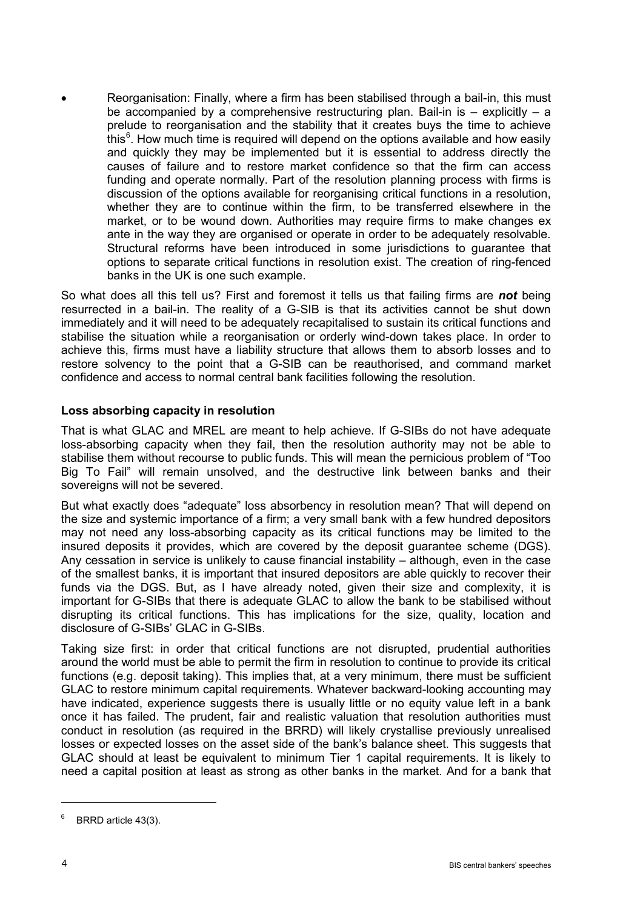- Reorganisation: Finally, where a firm has been stabilised through a bail-in, this must be accompanied by a comprehensive restructuring plan. Bail-in is – explicitly – a prelude to reorganisation and the stability that it creates buys the time to achieve this[6]. How much time is required will depend on the options available and how easily and quickly they may be implemented but it is essential to address directly the causes of failure and to restore market confidence so that the firm can access funding and operate normally. Part of the resolution planning process with firms is discussion of the options available for reorganising critical functions in a resolution, whether they are to continue within the firm, to be transferred elsewhere in the market, or to be wound down. Authorities may require firms to make changes ex ante in the way they are organised or operate in order to be adequately resolvable. Structural reforms have been introduced in some jurisdictions to guarantee that options to separate critical functions in resolution exist. The creation of ring-fenced banks in the UK is one such example.

So what does all this tell us? First and foremost it tells us that failing firms are ***not*** being resurrected in a bail-in. The reality of a G-SIB is that its activities cannot be shut down immediately and it will need to be adequately recapitalised to sustain its critical functions and stabilise the situation while a reorganisation or orderly wind-down takes place. In order to achieve this, firms must have a liability structure that allows them to absorb losses and to restore solvency to the point that a G-SIB can be reauthorised, and command market confidence and access to normal central bank facilities following the resolution.

**Loss absorbing capacity in resolution**

That is what GLAC and MREL are meant to help achieve. If G-SIBs do not have adequate loss-absorbing capacity when they fail, then the resolution authority may not be able to stabilise them without recourse to public funds. This will mean the pernicious problem of "Too Big To Fail" will remain unsolved, and the destructive link between banks and their sovereigns will not be severed.

But what exactly does "adequate" loss absorbency in resolution mean? That will depend on the size and systemic importance of a firm; a very small bank with a few hundred depositors may not need any loss-absorbing capacity as its critical functions may be limited to the insured deposits it provides, which are covered by the deposit guarantee scheme (DGS). Any cessation in service is unlikely to cause financial instability – although, even in the case of the smallest banks, it is important that insured depositors are able quickly to recover their funds via the DGS. But, as I have already noted, given their size and complexity, it is important for G-SIBs that there is adequate GLAC to allow the bank to be stabilised without disrupting its critical functions. This has implications for the size, quality, location and disclosure of G-SIBs' GLAC in G-SIBs.

Taking size first: in order that critical functions are not disrupted, prudential authorities around the world must be able to permit the firm in resolution to continue to provide its critical functions (e.g. deposit taking). This implies that, at a very minimum, there must be sufficient GLAC to restore minimum capital requirements. Whatever backward-looking accounting may have indicated, experience suggests there is usually little or no equity value left in a bank once it has failed. The prudent, fair and realistic valuation that resolution authorities must conduct in resolution (as required in the BRRD) will likely crystallise previously unrealised losses or expected losses on the asset side of the bank's balance sheet. This suggests that GLAC should at least be equivalent to minimum Tier 1 capital requirements. It is likely to need a capital position at least as strong as other banks in the market. And for a bank that

[6] BRRD article 43(3).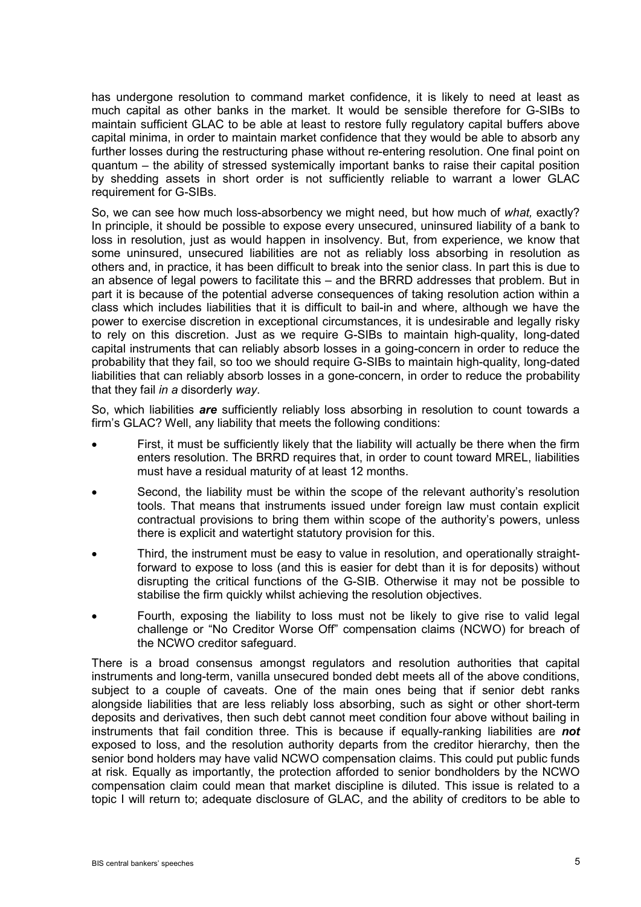has undergone resolution to command market confidence, it is likely to need at least as much capital as other banks in the market. It would be sensible therefore for G-SIBs to maintain sufficient GLAC to be able at least to restore fully regulatory capital buffers above capital minima, in order to maintain market confidence that they would be able to absorb any further losses during the restructuring phase without re-entering resolution. One final point on quantum – the ability of stressed systemically important banks to raise their capital position by shedding assets in short order is not sufficiently reliable to warrant a lower GLAC requirement for G-SIBs.

So, we can see how much loss-absorbency we might need, but how much of *what,* exactly? In principle, it should be possible to expose every unsecured, uninsured liability of a bank to loss in resolution, just as would happen in insolvency. But, from experience, we know that some uninsured, unsecured liabilities are not as reliably loss absorbing in resolution as others and, in practice, it has been difficult to break into the senior class. In part this is due to an absence of legal powers to facilitate this – and the BRRD addresses that problem. But in part it is because of the potential adverse consequences of taking resolution action within a class which includes liabilities that it is difficult to bail-in and where, although we have the power to exercise discretion in exceptional circumstances, it is undesirable and legally risky to rely on this discretion. Just as we require G-SIBs to maintain high-quality, long-dated capital instruments that can reliably absorb losses in a going-concern in order to reduce the probability that they fail, so too we should require G-SIBs to maintain high-quality, long-dated liabilities that can reliably absorb losses in a gone-concern, in order to reduce the probability that they fail *in a* disorderly *way*.

So, which liabilities ***are*** sufficiently reliably loss absorbing in resolution to count towards a firm's GLAC? Well, any liability that meets the following conditions:

- First, it must be sufficiently likely that the liability will actually be there when the firm enters resolution. The BRRD requires that, in order to count toward MREL, liabilities must have a residual maturity of at least 12 months.
- Second, the liability must be within the scope of the relevant authority's resolution tools. That means that instruments issued under foreign law must contain explicit contractual provisions to bring them within scope of the authority's powers, unless there is explicit and watertight statutory provision for this.
- Third, the instrument must be easy to value in resolution, and operationally straight-forward to expose to loss (and this is easier for debt than it is for deposits) without disrupting the critical functions of the G-SIB. Otherwise it may not be possible to stabilise the firm quickly whilst achieving the resolution objectives.
- Fourth, exposing the liability to loss must not be likely to give rise to valid legal challenge or "No Creditor Worse Off" compensation claims (NCWO) for breach of the NCWO creditor safeguard.

There is a broad consensus amongst regulators and resolution authorities that capital instruments and long-term, vanilla unsecured bonded debt meets all of the above conditions, subject to a couple of caveats. One of the main ones being that if senior debt ranks alongside liabilities that are less reliably loss absorbing, such as sight or other short-term deposits and derivatives, then such debt cannot meet condition four above without bailing in instruments that fail condition three. This is because if equally-ranking liabilities are ***not*** exposed to loss, and the resolution authority departs from the creditor hierarchy, then the senior bond holders may have valid NCWO compensation claims. This could put public funds at risk. Equally as importantly, the protection afforded to senior bondholders by the NCWO compensation claim could mean that market discipline is diluted. This issue is related to a topic I will return to; adequate disclosure of GLAC, and the ability of creditors to be able to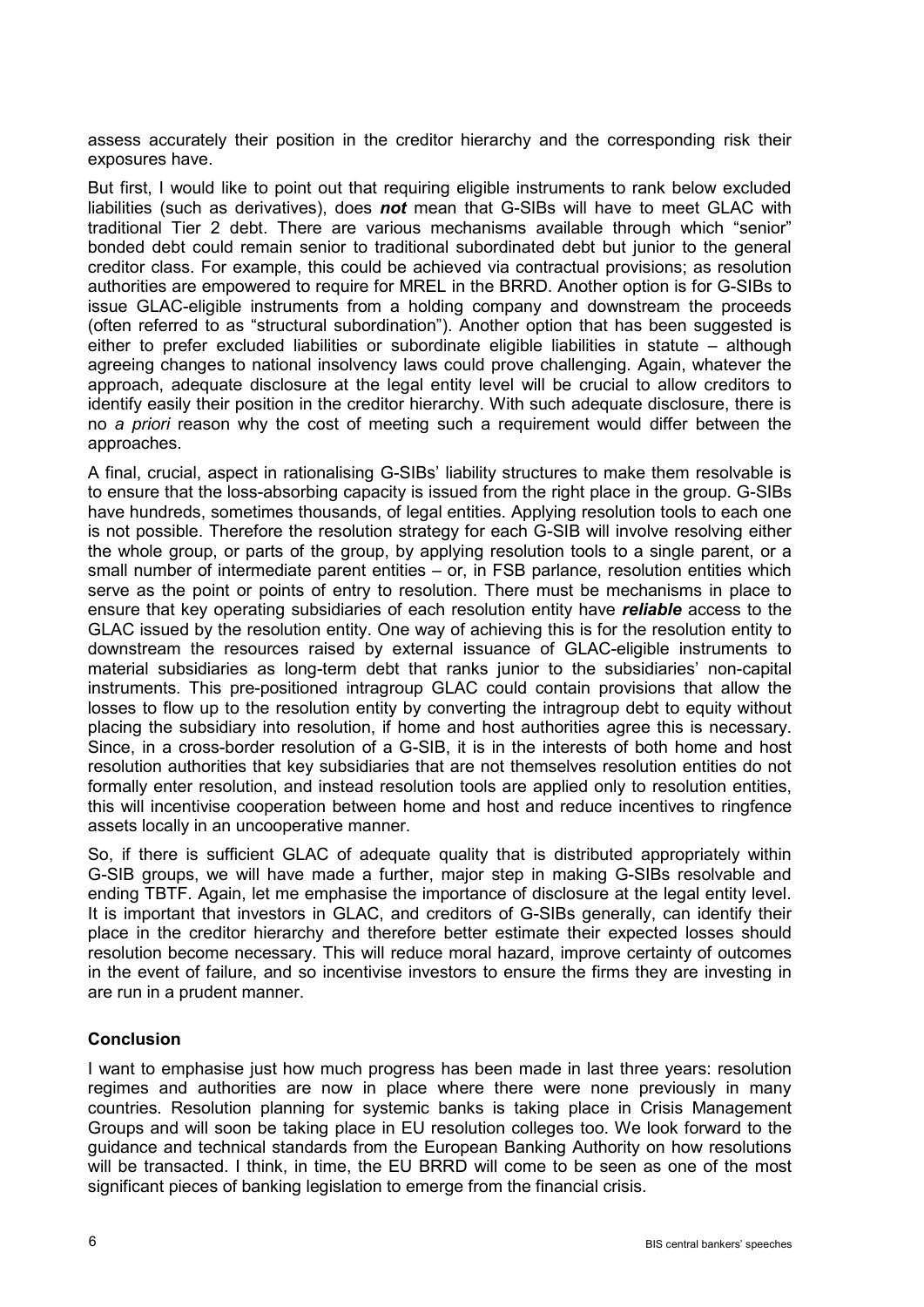assess accurately their position in the creditor hierarchy and the corresponding risk their exposures have.

But first, I would like to point out that requiring eligible instruments to rank below excluded liabilities (such as derivatives), does ***not*** mean that G-SIBs will have to meet GLAC with traditional Tier 2 debt. There are various mechanisms available through which "senior" bonded debt could remain senior to traditional subordinated debt but junior to the general creditor class. For example, this could be achieved via contractual provisions; as resolution authorities are empowered to require for MREL in the BRRD. Another option is for G-SIBs to issue GLAC-eligible instruments from a holding company and downstream the proceeds (often referred to as "structural subordination"). Another option that has been suggested is either to prefer excluded liabilities or subordinate eligible liabilities in statute – although agreeing changes to national insolvency laws could prove challenging. Again, whatever the approach, adequate disclosure at the legal entity level will be crucial to allow creditors to identify easily their position in the creditor hierarchy. With such adequate disclosure, there is no *a priori* reason why the cost of meeting such a requirement would differ between the approaches.

A final, crucial, aspect in rationalising G-SIBs' liability structures to make them resolvable is to ensure that the loss-absorbing capacity is issued from the right place in the group. G-SIBs have hundreds, sometimes thousands, of legal entities. Applying resolution tools to each one is not possible. Therefore the resolution strategy for each G-SIB will involve resolving either the whole group, or parts of the group, by applying resolution tools to a single parent, or a small number of intermediate parent entities – or, in FSB parlance, resolution entities which serve as the point or points of entry to resolution. There must be mechanisms in place to ensure that key operating subsidiaries of each resolution entity have ***reliable*** access to the GLAC issued by the resolution entity. One way of achieving this is for the resolution entity to downstream the resources raised by external issuance of GLAC-eligible instruments to material subsidiaries as long-term debt that ranks junior to the subsidiaries' non-capital instruments. This pre-positioned intragroup GLAC could contain provisions that allow the losses to flow up to the resolution entity by converting the intragroup debt to equity without placing the subsidiary into resolution, if home and host authorities agree this is necessary. Since, in a cross-border resolution of a G-SIB, it is in the interests of both home and host resolution authorities that key subsidiaries that are not themselves resolution entities do not formally enter resolution, and instead resolution tools are applied only to resolution entities, this will incentivise cooperation between home and host and reduce incentives to ringfence assets locally in an uncooperative manner.

So, if there is sufficient GLAC of adequate quality that is distributed appropriately within G-SIB groups, we will have made a further, major step in making G-SIBs resolvable and ending TBTF. Again, let me emphasise the importance of disclosure at the legal entity level. It is important that investors in GLAC, and creditors of G-SIBs generally, can identify their place in the creditor hierarchy and therefore better estimate their expected losses should resolution become necessary. This will reduce moral hazard, improve certainty of outcomes in the event of failure, and so incentivise investors to ensure the firms they are investing in are run in a prudent manner.

## Conclusion

I want to emphasise just how much progress has been made in last three years: resolution regimes and authorities are now in place where there were none previously in many countries. Resolution planning for systemic banks is taking place in Crisis Management Groups and will soon be taking place in EU resolution colleges too. We look forward to the guidance and technical standards from the European Banking Authority on how resolutions will be transacted. I think, in time, the EU BRRD will come to be seen as one of the most significant pieces of banking legislation to emerge from the financial crisis.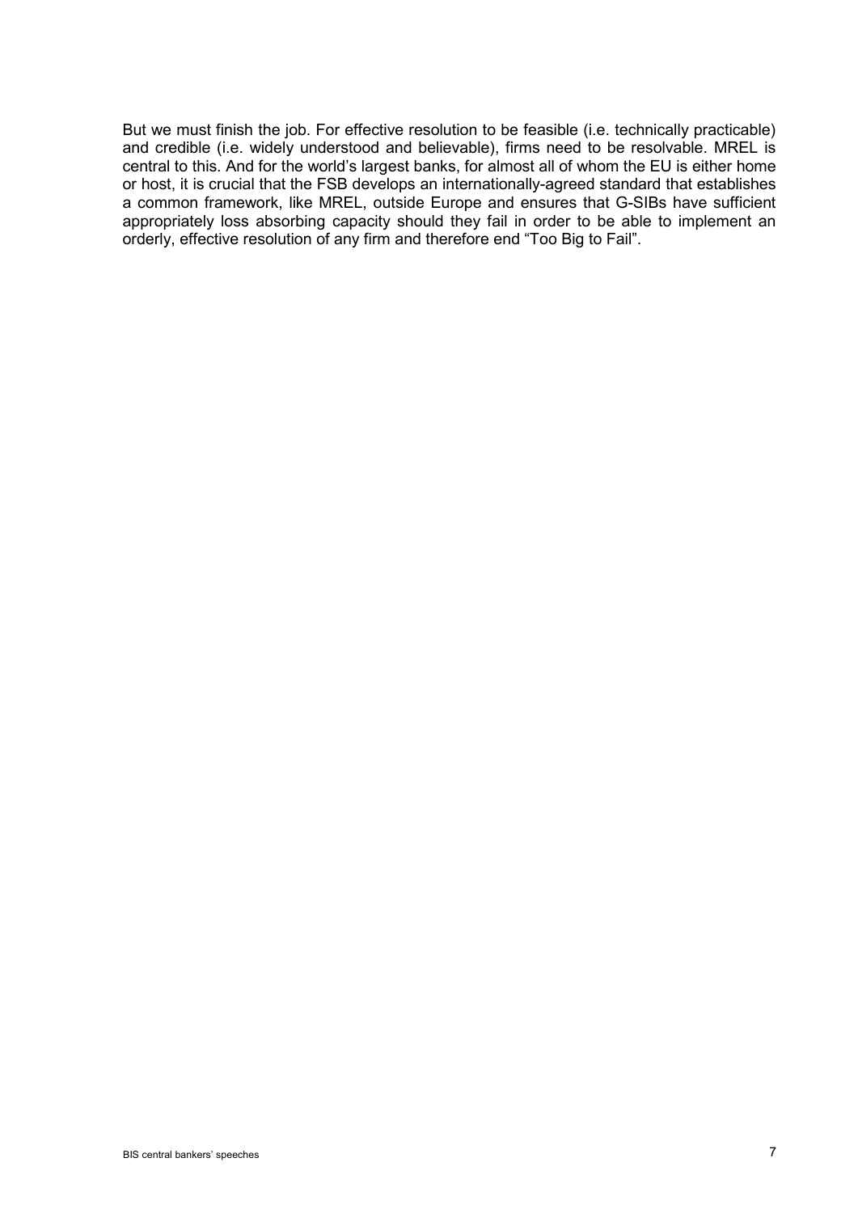But we must finish the job. For effective resolution to be feasible (i.e. technically practicable) and credible (i.e. widely understood and believable), firms need to be resolvable. MREL is central to this. And for the world's largest banks, for almost all of whom the EU is either home or host, it is crucial that the FSB develops an internationally-agreed standard that establishes a common framework, like MREL, outside Europe and ensures that G-SIBs have sufficient appropriately loss absorbing capacity should they fail in order to be able to implement an orderly, effective resolution of any firm and therefore end "Too Big to Fail".